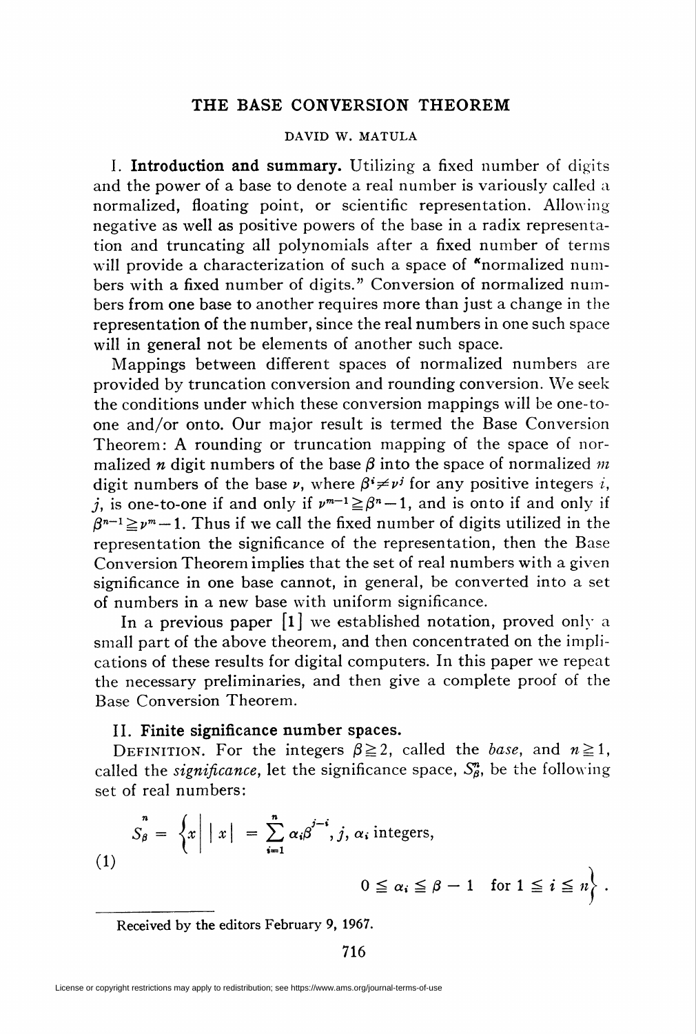# THE BASE CONVERSION THEOREM

DAVID W. MATULA

I. **Introduction and summary.** Utilizing a fixed number of digits and the power of a base to denote a real number is variously called a normalized, floating point, or scientific representation. Allowing negative as well as positive powers of the base in a radix representation and truncating all polynomials after a fixed number of terms will provide a characterization of such a space of "normalized numbers with a fixed number of digits." Conversion of normalized numbers from one base to another requires more than just a change in the representation of the number, since the real numbers in one such space will in general not be elements of another such space.

Mappings between different spaces of normalized numbers are provided by truncation conversion and rounding conversion. We seek the conditions under which these conversion mappings will be one-to-one and/or onto. Our major result is termed the Base Conversion Theorem: A rounding or truncation mapping of the space of normalized $n$ digit numbers of the base $\beta$ into the space of normalized $m$ digit numbers of the base $\nu$, where $\beta^i \neq \nu^j$ for any positive integers $i$, $j$, is one-to-one if and only if $\nu^{m-1} \geqq \beta^n - 1$, and is onto if and only if $\beta^{n-1} \geqq \nu^m - 1$. Thus if we call the fixed number of digits utilized in the representation the significance of the representation, then the Base Conversion Theorem implies that the set of real numbers with a given significance in one base cannot, in general, be converted into a set of numbers in a new base with uniform significance.

In a previous paper [1] we established notation, proved only a small part of the above theorem, and then concentrated on the implications of these results for digital computers. In this paper we repeat the necessary preliminaries, and then give a complete proof of the Base Conversion Theorem.

II. **Finite significance number spaces.**

DEFINITION. For the integers $\beta \geqq 2$, called the *base*, and $n \geqq 1$, called the *significance*, let the significance space, $S_\beta^n$, be the following set of real numbers:

$$S_\beta^n = \left\{ x \,\middle|\, |x| = \sum_{i=1}^{n} \alpha_i \beta^{j-i}, j, \alpha_i \text{ integers}, \right. \tag{1}$$

$$\left. 0 \leqq \alpha_i \leqq \beta - 1 \quad \text{for } 1 \leqq i \leqq n \right\}.$$

Received by the editors February 9, 1967.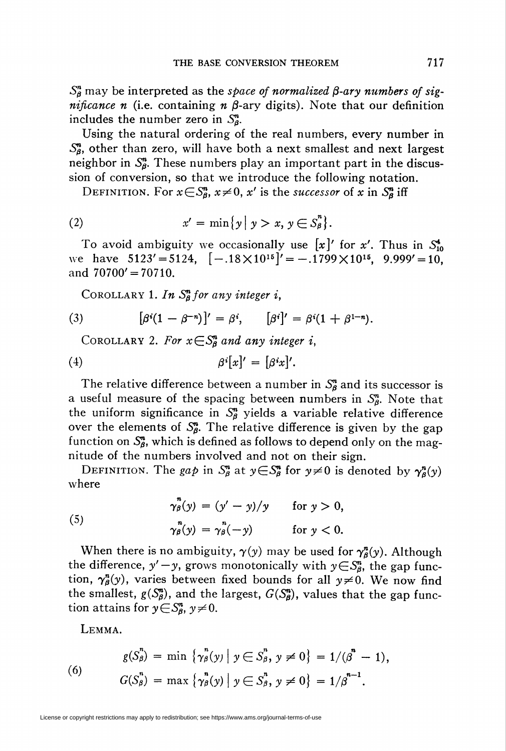$S_\beta^n$ may be interpreted as the *space of normalized β-ary numbers of significance n* (i.e. containing $n$ β-ary digits). Note that our definition includes the number zero in $S_\beta^n$.

Using the natural ordering of the real numbers, every number in $S_\beta^n$, other than zero, will have both a next smallest and next largest neighbor in $S_\beta^n$. These numbers play an important part in the discussion of conversion, so that we introduce the following notation.

DEFINITION. For $x \in S_\beta^n$, $x \neq 0$, $x'$ is the *successor* of $x$ in $S_\beta^n$ iff

$$x' = \min\{y \mid y > x, y \in S_\beta^n\}. \tag{2}$$

To avoid ambiguity we occasionally use $[x]'$ for $x'$. Thus in $S_{10}^4$ we have $5123' = 5124$, $[-.18 \times 10^{15}]' = -.1799 \times 10^{15}$, $9.999' = 10$, and $70700' = 70710$.

COROLLARY 1. *In $S_\beta^n$ for any integer i,*

$$[\beta^i(1 - \beta^{-n})]' = \beta^i, \qquad [\beta^i]' = \beta^i(1 + \beta^{1-n}). \tag{3}$$

COROLLARY 2. *For $x \in S_\beta^n$ and any integer i,*

$$\beta^i[x]' = [\beta^i x]'. \tag{4}$$

The relative difference between a number in $S_\beta^n$ and its successor is a useful measure of the spacing between numbers in $S_\beta^n$. Note that the uniform significance in $S_\beta^n$ yields a variable relative difference over the elements of $S_\beta^n$. The relative difference is given by the gap function on $S_\beta^n$, which is defined as follows to depend only on the magnitude of the numbers involved and not on their sign.

DEFINITION. The *gap* in $S_\beta^n$ at $y \in S_\beta^n$ for $y \neq 0$ is denoted by $\gamma_\beta^n(y)$ where

$$\begin{aligned} \gamma_\beta^n(y) &= (y' - y)/y \qquad \text{for } y > 0, \\ \gamma_\beta^n(y) &= \gamma_\beta^n(-y) \qquad \text{for } y < 0. \end{aligned} \tag{5}$$

When there is no ambiguity, $\gamma(y)$ may be used for $\gamma_\beta^n(y)$. Although the difference, $y' - y$, grows monotonically with $y \in S_\beta^n$, the gap function, $\gamma_\beta^n(y)$, varies between fixed bounds for all $y \neq 0$. We now find the smallest, $g(S_\beta^n)$, and the largest, $G(S_\beta^n)$, values that the gap function attains for $y \in S_\beta^n$, $y \neq 0$.

LEMMA.

$$\begin{aligned} g(S_\beta^n) &= \min\{\gamma_\beta^n(y) \mid y \in S_\beta^n, y \neq 0\} = 1/(\beta^n - 1), \\ G(S_\beta^n) &= \max\{\gamma_\beta^n(y) \mid y \in S_\beta^n, y \neq 0\} = 1/\beta^{n-1}. \end{aligned} \tag{6}$$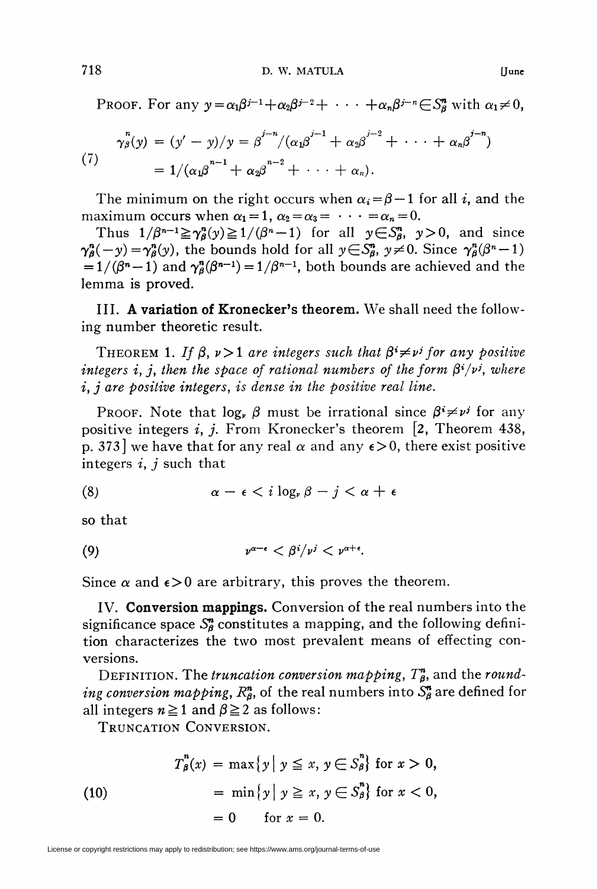**Proof.** For any $y = \alpha_1\beta^{j-1} + \alpha_2\beta^{j-2} + \cdots + \alpha_n\beta^{j-n} \in S_\beta^n$ with $\alpha_1 \neq 0$,

$$
\begin{aligned}
\gamma_\beta^n(y) &= (y' - y)/y = \beta^{j-n}/(\alpha_1\beta^{j-1} + \alpha_2\beta^{j-2} + \cdots + \alpha_n\beta^{j-n}) \\
&= 1/(\alpha_1\beta^{n-1} + \alpha_2\beta^{n-2} + \cdots + \alpha_n).
\end{aligned} \tag{7}
$$

The minimum on the right occurs when $\alpha_i = \beta - 1$ for all $i$, and the maximum occurs when $\alpha_1 = 1$, $\alpha_2 = \alpha_3 = \cdots = \alpha_n = 0$.

Thus $1/\beta^{n-1} \geqq \gamma_\beta^n(y) \geqq 1/(\beta^n - 1)$ for all $y \in S_\beta^n$, $y > 0$, and since $\gamma_\beta^n(-y) = \gamma_\beta^n(y)$, the bounds hold for all $y \in S_\beta^n$, $y \neq 0$. Since $\gamma_\beta^n(\beta^n - 1) = 1/(\beta^n - 1)$ and $\gamma_\beta^n(\beta^{n-1}) = 1/\beta^{n-1}$, both bounds are achieved and the lemma is proved.

## III. A variation of Kronecker's theorem.

We shall need the following number theoretic result.

**Theorem 1.** *If $\beta, \nu > 1$ are integers such that $\beta^i \neq \nu^j$ for any positive integers $i, j$, then the space of rational numbers of the form $\beta^i/\nu^j$, where $i, j$ are positive integers, is dense in the positive real line.*

**Proof.** Note that $\log_\nu \beta$ must be irrational since $\beta^i \neq \nu^j$ for any positive integers $i, j$. From Kronecker's theorem [2, Theorem 438, p. 373] we have that for any real $\alpha$ and any $\epsilon > 0$, there exist positive integers $i, j$ such that

$$
\alpha - \epsilon < i \log_\nu \beta - j < \alpha + \epsilon \tag{8}
$$

so that

$$
\nu^{\alpha - \epsilon} < \beta^i/\nu^j < \nu^{\alpha + \epsilon}. \tag{9}
$$

Since $\alpha$ and $\epsilon > 0$ are arbitrary, this proves the theorem.

## IV. Conversion mappings.

Conversion of the real numbers into the significance space $S_\beta^n$ constitutes a mapping, and the following definition characterizes the two most prevalent means of effecting conversions.

**Definition.** The *truncation conversion mapping*, $T_\beta^n$, and the *rounding conversion mapping*, $R_\beta^n$, of the real numbers into $S_\beta^n$ are defined for all integers $n \geqq 1$ and $\beta \geqq 2$ as follows:

Truncation Conversion.

$$
\begin{aligned}
T_\beta^n(x) &= \max\{y \mid y \leqq x,\ y \in S_\beta^n\} \text{ for } x > 0, \\
&= \min\{y \mid y \geqq x,\ y \in S_\beta^n\} \text{ for } x < 0, \\
&= 0 \qquad \text{for } x = 0.
\end{aligned} \tag{10}
$$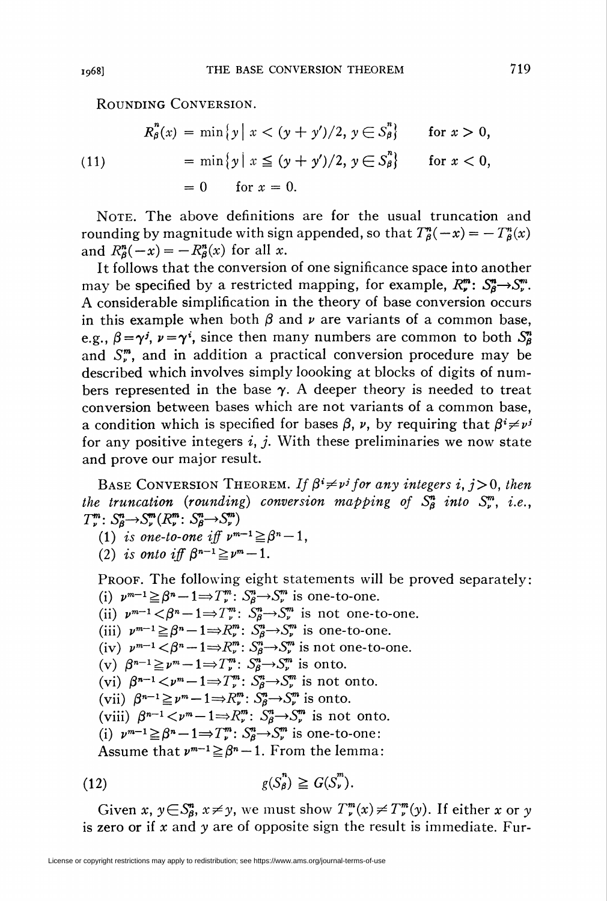ROUNDING CONVERSION.

$$
\begin{aligned}
R_\beta^n(x) &= \min\{y \mid x < (y + y')/2,\ y \in S_\beta^n\} \qquad \text{for } x > 0, \\
&= \min\{y \mid x \leqq (y + y')/2,\ y \in S_\beta^n\} \qquad \text{for } x < 0, \\
&= 0 \qquad \text{for } x = 0.
\end{aligned} \tag{11}
$$

NOTE. The above definitions are for the usual truncation and rounding by magnitude with sign appended, so that $T_\beta^n(-x) = -T_\beta^n(x)$ and $R_\beta^n(-x) = -R_\beta^n(x)$ for all $x$.

It follows that the conversion of one significance space into another may be specified by a restricted mapping, for example, $R_\nu^m$: $S_\beta^n \to S_\nu^m$. A considerable simplification in the theory of base conversion occurs in this example when both $\beta$ and $\nu$ are variants of a common base, e.g., $\beta = \gamma^j$, $\nu = \gamma^i$, since then many numbers are common to both $S_\beta^n$ and $S_\nu^m$, and in addition a practical conversion procedure may be described which involves simply loooking at blocks of digits of numbers represented in the base $\gamma$. A deeper theory is needed to treat conversion between bases which are not variants of a common base, a condition which is specified for bases $\beta$, $\nu$, by requiring that $\beta^i \neq \nu^j$ for any positive integers $i$, $j$. With these preliminaries we now state and prove our major result.

BASE CONVERSION THEOREM. *If $\beta^i \neq \nu^j$ for any integers $i, j > 0$, then the truncation (rounding) conversion mapping of $S_\beta^n$ into $S_\nu^m$, i.e., $T_\nu^m$: $S_\beta^n \to S_\nu^m$ ($R_\nu^m$: $S_\beta^n \to S_\nu^m$)*

(1) *is one-to-one iff $\nu^{m-1} \geqq \beta^n - 1$,*
(2) *is onto iff $\beta^{n-1} \geqq \nu^m - 1$.*

PROOF. The following eight statements will be proved separately:
(i) $\nu^{m-1} \geqq \beta^n - 1 \Rightarrow T_\nu^m$: $S_\beta^n \to S_\nu^m$ is one-to-one.
(ii) $\nu^{m-1} < \beta^n - 1 \Rightarrow T_\nu^m$: $S_\beta^n \to S_\nu^m$ is not one-to-one.
(iii) $\nu^{m-1} \geqq \beta^n - 1 \Rightarrow R_\nu^m$: $S_\beta^n \to S_\nu^m$ is one-to-one.
(iv) $\nu^{m-1} < \beta^n - 1 \Rightarrow R_\nu^m$: $S_\beta^n \to S_\nu^m$ is not one-to-one.
(v) $\beta^{n-1} \geqq \nu^m - 1 \Rightarrow T_\nu^m$: $S_\beta^n \to S_\nu^m$ is onto.
(vi) $\beta^{n-1} < \nu^m - 1 \Rightarrow T_\nu^m$: $S_\beta^n \to S_\nu^m$ is not onto.
(vii) $\beta^{n-1} \geqq \nu^m - 1 \Rightarrow R_\nu^m$: $S_\beta^n \to S_\nu^m$ is onto.
(viii) $\beta^{n-1} < \nu^m - 1 \Rightarrow R_\nu^m$: $S_\beta^n \to S_\nu^m$ is not onto.
(i) $\nu^{m-1} \geqq \beta^n - 1 \Rightarrow T_\nu^m$: $S_\beta^n \to S_\nu^m$ is one-to-one:
Assume that $\nu^{m-1} \geqq \beta^n - 1$. From the lemma:

$$
g(S_\beta^n) \geqq G(S_\nu^m). \tag{12}
$$

Given $x, y \in S_\beta^n$, $x \neq y$, we must show $T_\nu^m(x) \neq T_\nu^m(y)$. If either $x$ or $y$ is zero or if $x$ and $y$ are of opposite sign the result is immediate. Fur-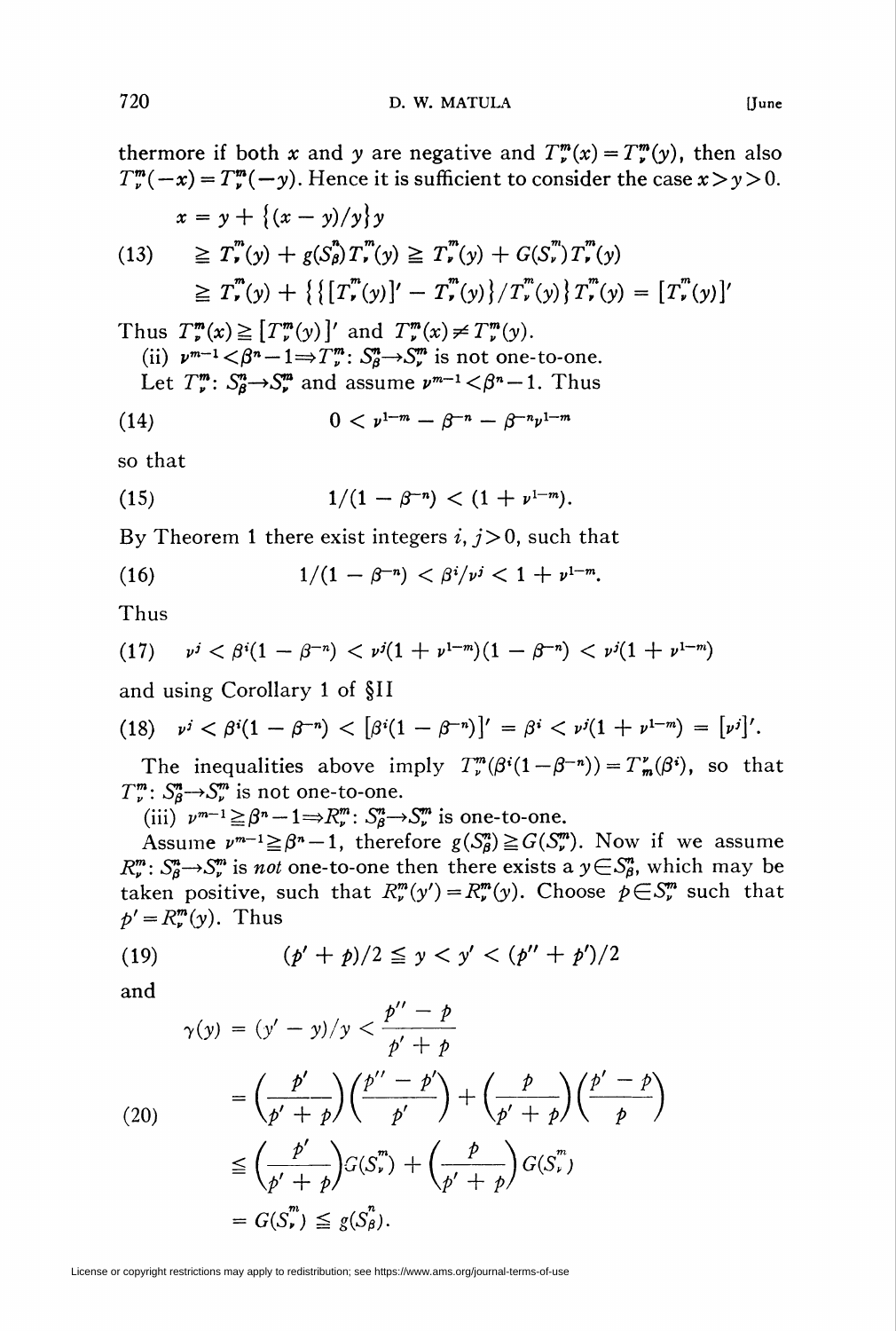thermore if both $x$ and $y$ are negative and $T_\nu^m(x) = T_\nu^m(y)$, then also $T_\nu^m(-x) = T_\nu^m(-y)$. Hence it is sufficient to consider the case $x > y > 0$.

$$
\begin{aligned}
x &= y + \{(x-y)/y\}y \\
&\geqq T_\nu^m(y) + g(S_\beta^n)T_\nu^m(y) \geqq T_\nu^m(y) + G(S_\nu^m)T_\nu^m(y) \qquad (13)\\
&\geqq T_\nu^m(y) + \{\{[T_\nu^m(y)]' - T_\nu^m(y)\}/T_\nu^m(y)\}T_\nu^m(y) = [T_\nu^m(y)]'
\end{aligned}
$$

Thus $T_\nu^m(x) \geqq [T_\nu^m(y)]'$ and $T_\nu^m(x) \neq T_\nu^m(y)$.

(ii) $\nu^{m-1} < \beta^n - 1 \Rightarrow T_\nu^m \colon S_\beta^n \to S_\nu^m$ is not one-to-one.

Let $T_\nu^m \colon S_\beta^n \to S_\nu^m$ and assume $\nu^{m-1} < \beta^n - 1$. Thus

$$
0 < \nu^{1-m} - \beta^{-n} - \beta^{-n}\nu^{1-m} \qquad (14)
$$

so that

$$
1/(1-\beta^{-n}) < (1 + \nu^{1-m}). \qquad (15)
$$

By Theorem 1 there exist integers $i, j > 0$, such that

$$
1/(1-\beta^{-n}) < \beta^i/\nu^j < 1 + \nu^{1-m}. \qquad (16)
$$

Thus

$$
\nu^j < \beta^i(1-\beta^{-n}) < \nu^j(1+\nu^{1-m})(1-\beta^{-n}) < \nu^j(1+\nu^{1-m}) \qquad (17)
$$

and using Corollary 1 of §II

$$
\nu^j < \beta^i(1-\beta^{-n}) < [\beta^i(1-\beta^{-n})]' = \beta^i < \nu^j(1+\nu^{1-m}) = [\nu^j]'. \qquad (18)
$$

The inequalities above imply $T_\nu^m(\beta^i(1-\beta^{-n})) = T_m^\nu(\beta^i)$, so that $T_\nu^m \colon S_\beta^n \to S_\nu^m$ is not one-to-one.

(iii) $\nu^{m-1} \geqq \beta^n - 1 \Rightarrow R_\nu^m \colon S_\beta^n \to S_\nu^m$ is one-to-one.

Assume $\nu^{m-1} \geqq \beta^n - 1$, therefore $g(S_\beta^n) \geqq G(S_\nu^m)$. Now if we assume $R_\nu^m \colon S_\beta^n \to S_\nu^m$ is *not* one-to-one then there exists a $y \in S_\beta^n$, which may be taken positive, such that $R_\nu^m(y') = R_\nu^m(y)$. Choose $p \in S_\nu^m$ such that $p' = R_\nu^m(y)$. Thus

$$
(p' + p)/2 \leqq y < y' < (p'' + p')/2 \qquad (19)
$$

and

$$
\begin{aligned}
\gamma(y) &= (y' - y)/y < \frac{p'' - p}{p' + p} \\
&= \left(\frac{p'}{p'+p}\right)\left(\frac{p''-p'}{p'}\right) + \left(\frac{p}{p'+p}\right)\left(\frac{p'-p}{p}\right) \qquad (20)\\
&\leqq \left(\frac{p'}{p'+p}\right)G(S_\nu^m) + \left(\frac{p}{p'+p}\right)G(S_\nu^m) \\
&= G(S_\nu^m) \leqq g(S_\beta^n).
\end{aligned}
$$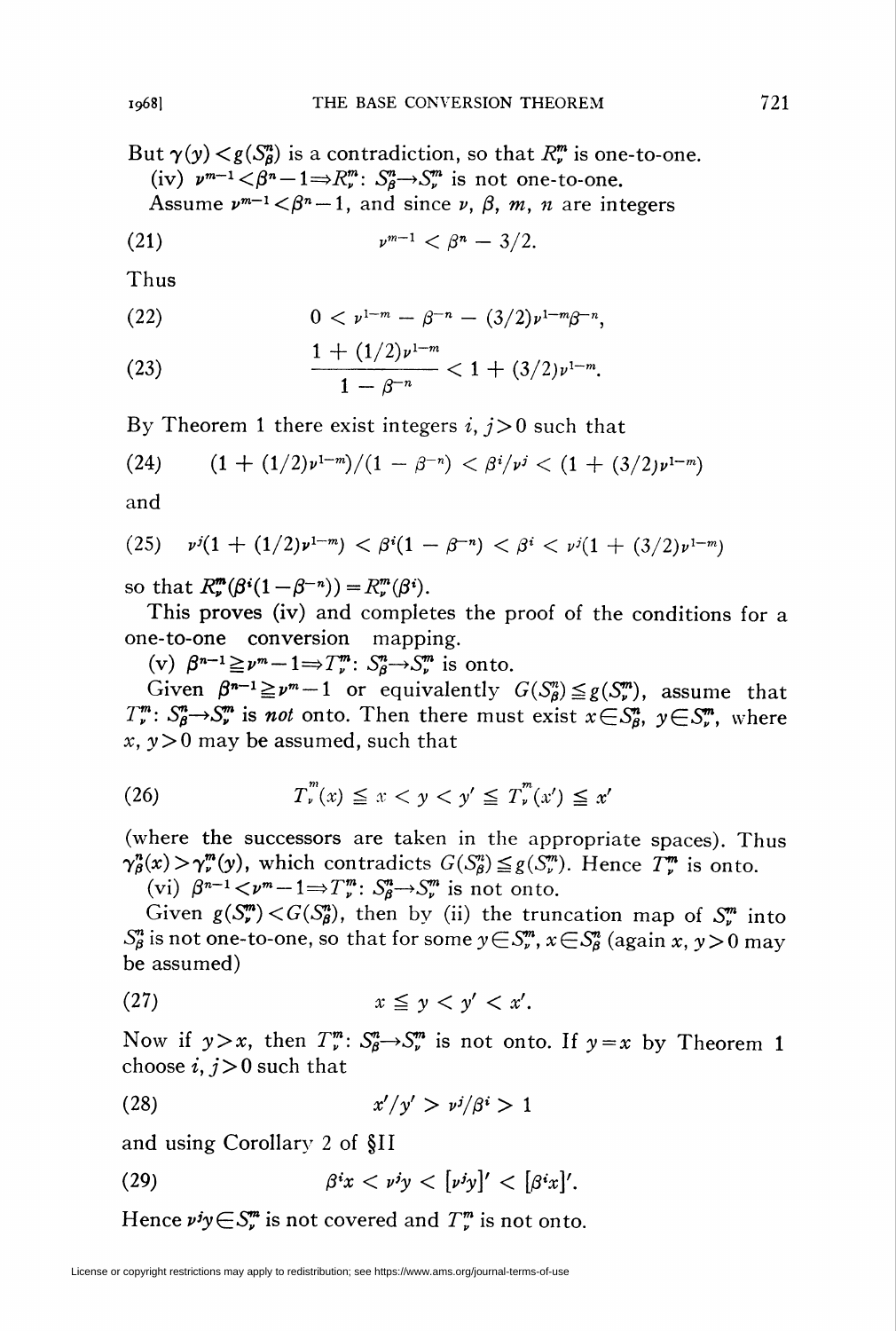But $\gamma(y) < g(S_\beta^n)$ is a contradiction, so that $R_\nu^m$ is one-to-one.

(iv) $\nu^{m-1} < \beta^n - 1 \Rightarrow R_\nu^m \colon S_\beta^n \to S_\nu^m$ is not one-to-one.

Assume $\nu^{m-1} < \beta^n - 1$, and since $\nu$, $\beta$, $m$, $n$ are integers

$$\nu^{m-1} < \beta^n - 3/2. \tag{21}$$

Thus

$$0 < \nu^{1-m} - \beta^{-n} - (3/2)\nu^{1-m}\beta^{-n}, \tag{22}$$

$$\frac{1 + (1/2)\nu^{1-m}}{1 - \beta^{-n}} < 1 + (3/2)\nu^{1-m}. \tag{23}$$

By Theorem 1 there exist integers $i, j > 0$ such that

$$(1 + (1/2)\nu^{1-m})/(1 - \beta^{-n}) < \beta^i/\nu^j < (1 + (3/2)\nu^{1-m}) \tag{24}$$

and

$$\nu^j(1 + (1/2)\nu^{1-m}) < \beta^i(1 - \beta^{-n}) < \beta^i < \nu^j(1 + (3/2)\nu^{1-m}) \tag{25}$$

so that $R_\nu^m(\beta^i(1 - \beta^{-n})) = R_\nu^m(\beta^i)$.

This proves (iv) and completes the proof of the conditions for a one-to-one conversion mapping.

(v) $\beta^{n-1} \geqq \nu^m - 1 \Rightarrow T_\nu^m \colon S_\beta^n \to S_\nu^m$ is onto.

Given $\beta^{n-1} \geqq \nu^m - 1$ or equivalently $G(S_\beta^n) \leqq g(S_\nu^m)$, assume that $T_\nu^m \colon S_\beta^n \to S_\nu^m$ is *not* onto. Then there must exist $x \in S_\beta^n$, $y \in S_\nu^m$, where $x, y > 0$ may be assumed, such that

$$T_\nu^m(x) \leqq x < y < y' \leqq T_\nu^m(x') \leqq x' \tag{26}$$

(where the successors are taken in the appropriate spaces). Thus $\gamma_\beta^n(x) > \gamma_\nu^m(y)$, which contradicts $G(S_\beta^n) \leqq g(S_\nu^m)$. Hence $T_\nu^m$ is onto.

(vi) $\beta^{n-1} < \nu^m - 1 \Rightarrow T_\nu^m \colon S_\beta^n \to S_\nu^m$ is not onto.

Given $g(S_\nu^m) < G(S_\beta^n)$, then by (ii) the truncation map of $S_\nu^m$ into $S_\beta^n$ is not one-to-one, so that for some $y \in S_\nu^m$, $x \in S_\beta^n$ (again $x, y > 0$ may be assumed)

$$x \leqq y < y' < x'. \tag{27}$$

Now if $y > x$, then $T_\nu^m \colon S_\beta^n \to S_\nu^m$ is not onto. If $y = x$ by Theorem 1 choose $i, j > 0$ such that

$$x'/y' > \nu^j/\beta^i > 1 \tag{28}$$

and using Corollary 2 of §II

$$\beta^i x < \nu^j y < [\nu^j y]' < [\beta^i x]'. \tag{29}$$

Hence $\nu^j y \in S_\nu^m$ is not covered and $T_\nu^m$ is not onto.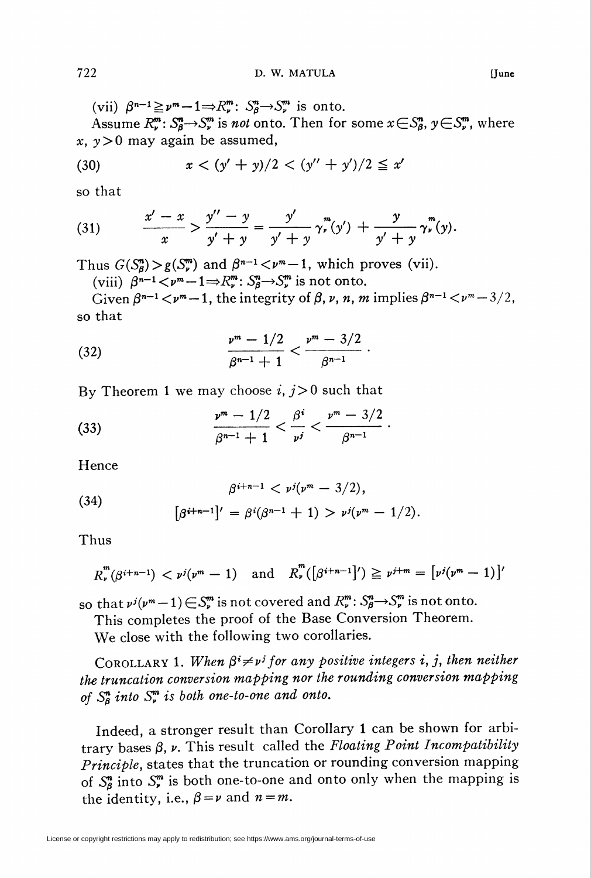(vii) $\beta^{n-1} \geqq \nu^m - 1 \Rightarrow R_\nu^m$: $S_\beta^n \to S_\nu^m$ is onto.

Assume $R_\nu^m$: $S_\beta^n \to S_\nu^m$ is *not* onto. Then for some $x \in S_\beta^n$, $y \in S_\nu^m$, where $x, y > 0$ may again be assumed,

$$x < (y' + y)/2 < (y'' + y')/2 \leqq x' \tag{30}$$

so that

$$\frac{x' - x}{x} > \frac{y'' - y}{y' + y} = \frac{y'}{y' + y} \gamma_\nu^m(y') + \frac{y}{y' + y} \gamma_\nu^m(y). \tag{31}$$

Thus $G(S_\beta^n) > g(S_\nu^m)$ and $\beta^{n-1} < \nu^m - 1$, which proves (vii).

(viii) $\beta^{n-1} < \nu^m - 1 \Rightarrow R_\nu^m$: $S_\beta^n \to S_\nu^m$ is not onto.

Given $\beta^{n-1} < \nu^m - 1$, the integrity of $\beta, \nu, n, m$ implies $\beta^{n-1} < \nu^m - 3/2$, so that

$$\frac{\nu^m - 1/2}{\beta^{n-1} + 1} < \frac{\nu^m - 3/2}{\beta^{n-1}}. \tag{32}$$

By Theorem 1 we may choose $i, j > 0$ such that

$$\frac{\nu^m - 1/2}{\beta^{n-1} + 1} < \frac{\beta^i}{\nu^j} < \frac{\nu^m - 3/2}{\beta^{n-1}}. \tag{33}$$

Hence

$$\begin{aligned} &\beta^{i+n-1} < \nu^j(\nu^m - 3/2), \\ &[\beta^{i+n-1}]' = \beta^i(\beta^{n-1} + 1) > \nu^j(\nu^m - 1/2). \end{aligned} \tag{34}$$

Thus

$$R_\nu^m(\beta^{i+n-1}) < \nu^j(\nu^m - 1) \quad \text{and} \quad R_\nu^m([\beta^{i+n-1}]') \geqq \nu^{j+m} = [\nu^j(\nu^m - 1)]'$$

so that $\nu^j(\nu^m - 1) \in S_\nu^m$ is not covered and $R_\nu^m$: $S_\beta^n \to S_\nu^m$ is not onto.

This completes the proof of the Base Conversion Theorem.

We close with the following two corollaries.

COROLLARY 1. *When $\beta^i \neq \nu^j$ for any positive integers $i, j$, then neither the truncation conversion mapping nor the rounding conversion mapping of $S_\beta^n$ into $S_\nu^m$ is both one-to-one and onto.*

Indeed, a stronger result than Corollary 1 can be shown for arbitrary bases $\beta, \nu$. This result called the *Floating Point Incompatibility Principle*, states that the truncation or rounding conversion mapping of $S_\beta^n$ into $S_\nu^m$ is both one-to-one and onto only when the mapping is the identity, i.e., $\beta = \nu$ and $n = m$.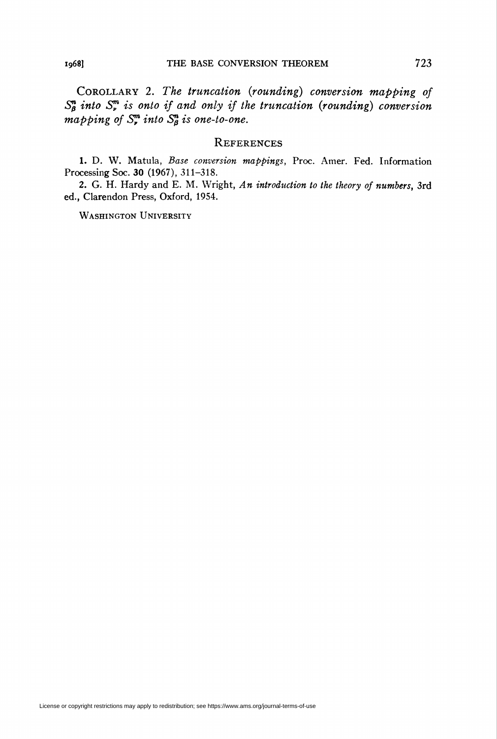COROLLARY 2. *The truncation (rounding) conversion mapping of $S_\beta^n$ into $S_\nu^m$ is onto if and only if the truncation (rounding) conversion mapping of $S_\nu^m$ into $S_\beta^n$ is one-to-one.*

## REFERENCES

1. D. W. Matula, *Base conversion mappings*, Proc. Amer. Fed. Information Processing Soc. **30** (1967), 311–318.

2. G. H. Hardy and E. M. Wright, *An introduction to the theory of numbers*, 3rd ed., Clarendon Press, Oxford, 1954.

WASHINGTON UNIVERSITY

License or copyright restrictions may apply to redistribution; see https://www.ams.org/journal-terms-of-use